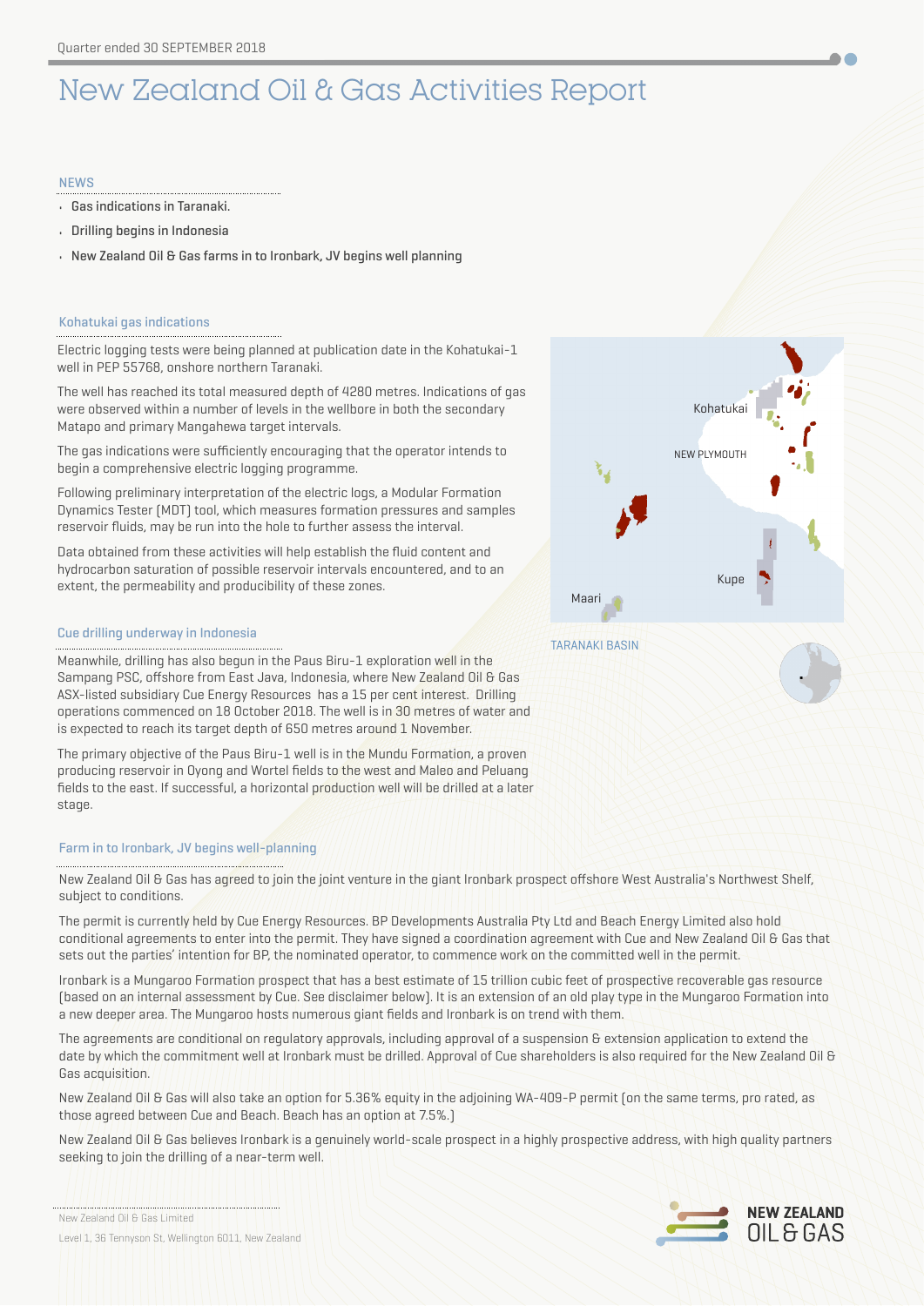Quarter ended 30 SEPTEMBER 2018

# New Zealand Oil & Gas Activities Report

## NEWS

- Gas indications in Taranaki.
- Drilling begins in Indonesia
- New Zealand Oil & Gas farms in to Ironbark, JV begins well planning

### Kohatukai gas indications

Electric logging tests were being planned at publication date in the Kohatukai-1 well in PEP 55768, onshore northern Taranaki.

The well has reached its total measured depth of 4280 metres. Indications of gas were observed within a number of levels in the wellbore in both the secondary Matapo and primary Mangahewa target intervals.

The gas indications were sufficiently encouraging that the operator intends to begin a comprehensive electric logging programme.

Following preliminary interpretation of the electric logs, a Modular Formation Dynamics Tester (MDT) tool, which measures formation pressures and samples reservoir fluids, may be run into the hole to further assess the interval.

Data obtained from these activities will help establish the fluid content and hydrocarbon saturation of possible reservoir intervals encountered, and to an extent, the permeability and producibility of these zones.

Kohatukai

NEW PLYMOUTH

Kupe

Maari

TARANAKI BASIN

### Cue drilling underway in Indonesia

Meanwhile, drilling has also begun in the Paus Biru-1 exploration well in the Sampang PSC, offshore from East Java, Indonesia, where New Zealand Oil & Gas ASX-listed subsidiary Cue Energy Resources has a 15 per cent interest. Drilling operations commenced on 18 October 2018. The well is in 30 metres of water and is expected to reach its target depth of 650 metres around 1 November.

The primary objective of the Paus Biru-1 well is in the Mundu Formation, a proven producing reservoir in Oyong and Wortel fields to the west and Maleo and Peluang fields to the east. If successful, a horizontal production well will be drilled at a later stage.

### Farm in to Ironbark, JV begins well-planning

New Zealand Oil & Gas has agreed to join the joint venture in the giant Ironbark prospect offshore West Australia's Northwest Shelf, subject to conditions.

The permit is currently held by Cue Energy Resources. BP Developments Australia Pty Ltd and Beach Energy Limited also hold conditional agreements to enter into the permit. They have signed a coordination agreement with Cue and New Zealand Oil & Gas that sets out the parties' intention for BP, the nominated operator, to commence work on the committed well in the permit.

Ironbark is a Mungaroo Formation prospect that has a best estimate of 15 trillion cubic feet of prospective recoverable gas resource (based on an internal assessment by Cue. See disclaimer below). It is an extension of an old play type in the Mungaroo Formation into a new deeper area. The Mungaroo hosts numerous giant fields and Ironbark is on trend with them.

The agreements are conditional on regulatory approvals, including approval of a suspension & extension application to extend the date by which the commitment well at Ironbark must be drilled. Approval of Cue shareholders is also required for the New Zealand Oil & Gas acquisition.

New Zealand Oil & Gas will also take an option for 5.36% equity in the adjoining WA-409-P permit (on the same terms, pro rated, as those agreed between Cue and Beach. Beach has an option at 7.5%.)

New Zealand Oil & Gas believes Ironbark is a genuinely world-scale prospect in a highly prospective address, with high quality partners seeking to join the drilling of a near-term well.

New Zealand Oil & Gas Limited

Level 1, 36 Tennyson St, Wellington 6011, New Zealand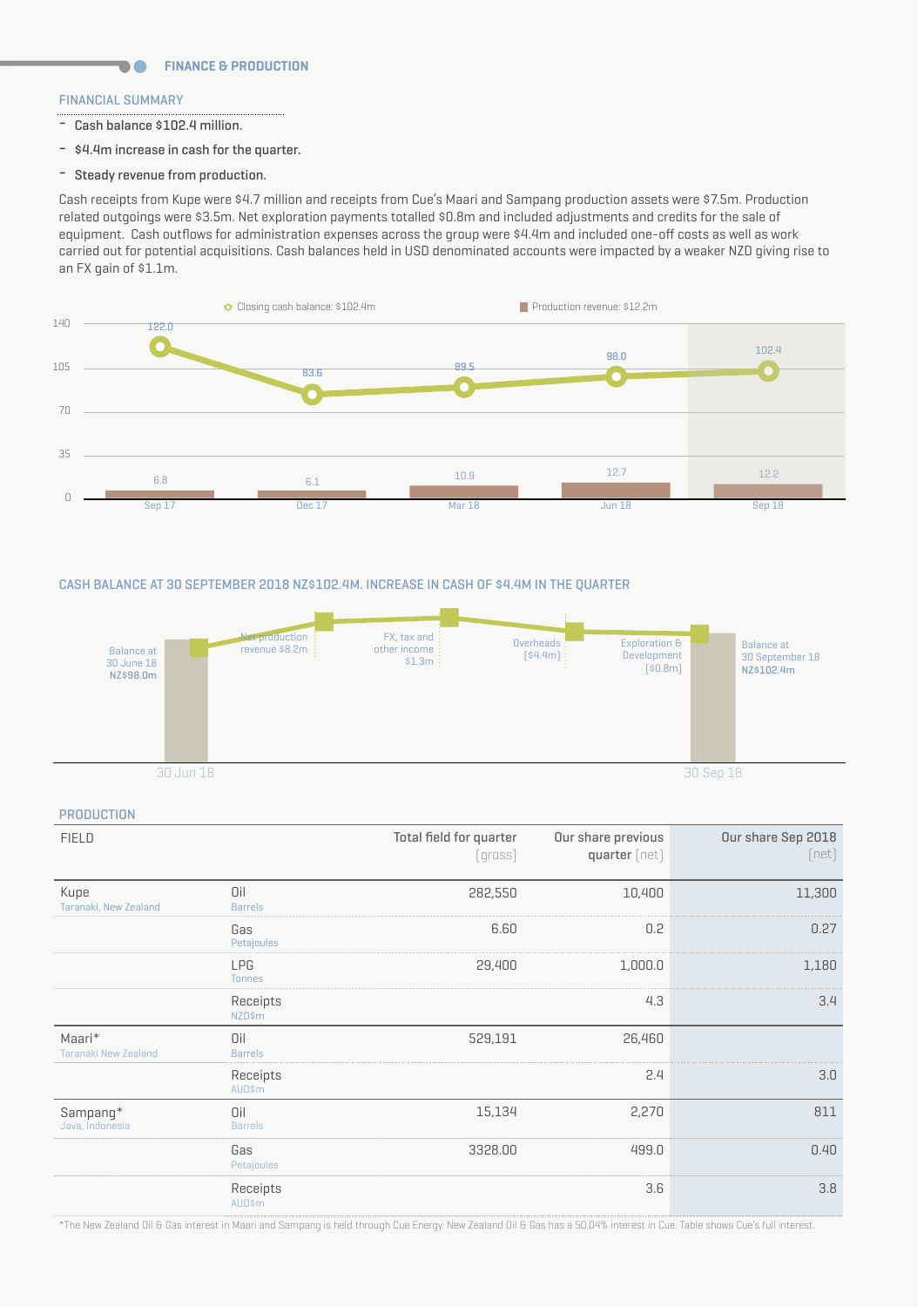## FINANCE & PRODUCTION

### FINANCIAL SUMMARY

- Cash balance $102.4 million.
- $4.4m increase in cash for the quarter.
- Steady revenue from production.

Cash receipts from Kupe were $4.7 million and receipts from Cue's Maari and Sampang production assets were $7.5m. Production related outgoings were $3.5m. Net exploration payments totalled $0.8m and included adjustments and credits for the sale of equipment. Cash outflows for administration expenses across the group were $4.4m and included one-off costs as well as work carried out for potential acquisitions. Cash balances held in USD denominated accounts were impacted by a weaker NZD giving rise to an FX gain of $1.1m.

| | Sep 17 | Dec 17 | Mar 18 | Jun 18 | Sep 18 |
|---|---|---|---|---|---|
| Closing cash balance: $102.4m | 122.0 | 83.6 | 89.5 | 98.0 | 102.4 |
| Production revenue: $12.2m | 6.8 | 6.1 | 10.9 | 12.7 | 12.2 |

### CASH BALANCE AT 30 SEPTEMBER 2018 NZ$102.4M. INCREASE IN CASH OF $4.4M IN THE QUARTER

| Item | Amount |
|---|---|
| Balance at 30 June 18 | NZ$98.0m |
| Net production revenue | $8.2m |
| FX, tax and other income | $1.3m |
| Overheads | ($4.4m) |
| Exploration & Development | ($0.8m) |
| Balance at 30 September 18 | NZ$102.4m |

### PRODUCTION

| FIELD | | Total field for quarter (gross) | Our share previous quarter (net) | Our share Sep 2018 (net) |
|---|---|---|---|---|
| Kupe (Taranaki, New Zealand) | Oil (Barrels) | 282,550 | 10,400 | 11,300 |
| | Gas (Petajoules) | 6.60 | 0.2 | 0.27 |
| | LPG (Tonnes) | 29,400 | 1,000.0 | 1,180 |
| | Receipts (NZD$m) | | 4.3 | 3.4 |
| Maari* (Taranaki New Zealand) | Oil (Barrels) | 529,191 | 26,460 | |
| | Receipts (AUD$m) | | 2.4 | 3.0 |
| Sampang* (Java, Indonesia) | Oil (Barrels) | 15,134 | 2,270 | 811 |
| | Gas (Petajoules) | 3328.00 | 499.0 | 0.40 |
| | Receipts (AUD$m) | | 3.6 | 3.8 |

*The New Zealand Oil & Gas interest in Maari and Sampang is held through Cue Energy. New Zealand Oil & Gas has a 50.04% interest in Cue. Table shows Cue's full interest.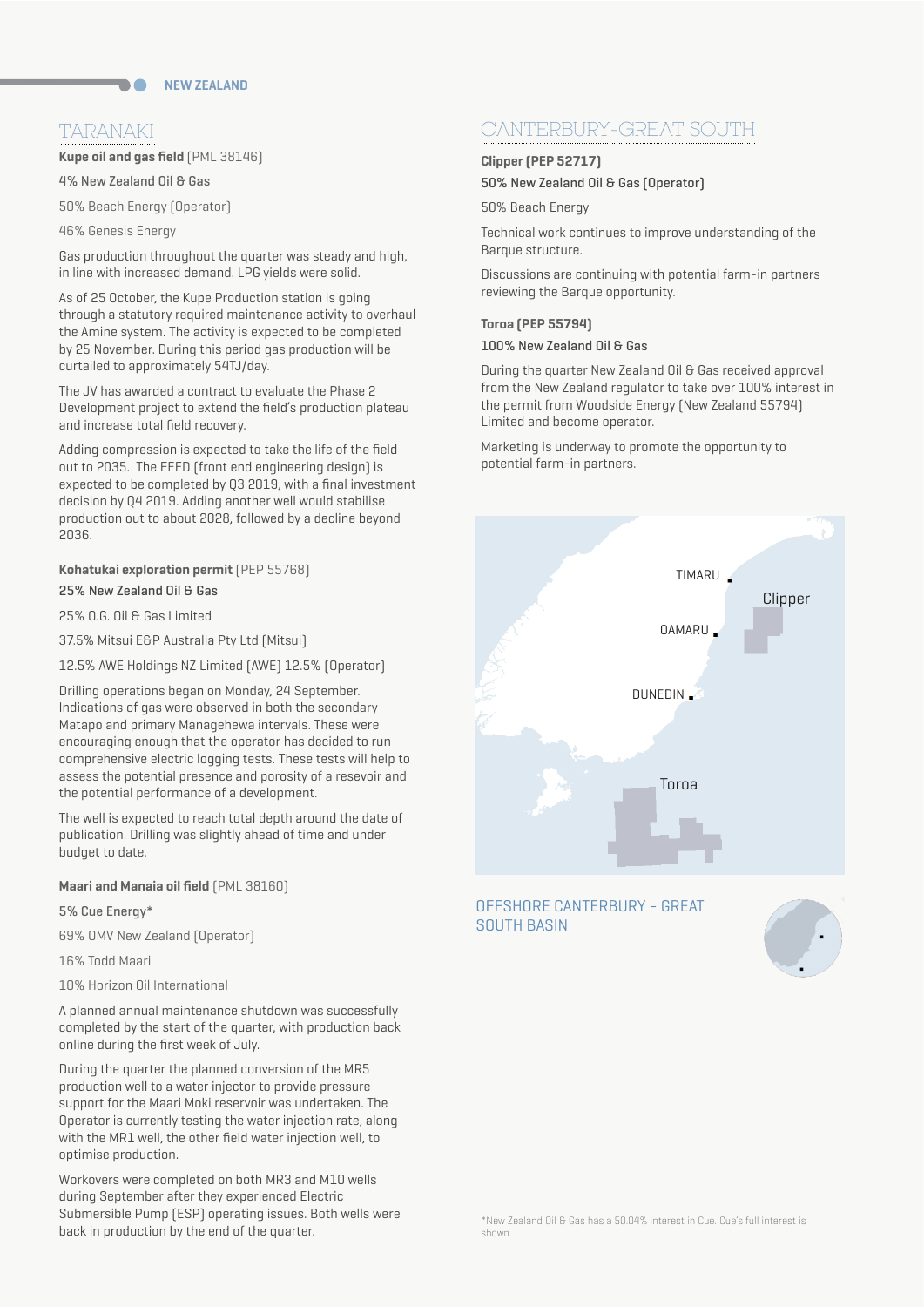NEW ZEALAND

## TARANAKI

**Kupe oil and gas field** (PML 38146)

4% New Zealand Oil & Gas

50% Beach Energy (Operator)

46% Genesis Energy

Gas production throughout the quarter was steady and high, in line with increased demand. LPG yields were solid.

As of 25 October, the Kupe Production station is going through a statutory required maintenance activity to overhaul the Amine system. The activity is expected to be completed by 25 November. During this period gas production will be curtailed to approximately 54TJ/day.

The JV has awarded a contract to evaluate the Phase 2 Development project to extend the field's production plateau and increase total field recovery.

Adding compression is expected to take the life of the field out to 2035. The FEED (front end engineering design) is expected to be completed by Q3 2019, with a final investment decision by Q4 2019. Adding another well would stabilise production out to about 2028, followed by a decline beyond 2036.

**Kohatukai exploration permit** (PEP 55768)

25% New Zealand Oil & Gas

25% O.G. Oil & Gas Limited

37.5% Mitsui E&P Australia Pty Ltd (Mitsui)

12.5% AWE Holdings NZ Limited (AWE) 12.5% (Operator)

Drilling operations began on Monday, 24 September. Indications of gas were observed in both the secondary Matapo and primary Managehewa intervals. These were encouraging enough that the operator has decided to run comprehensive electric logging tests. These tests will help to assess the potential presence and porosity of a resevoir and the potential performance of a development.

The well is expected to reach total depth around the date of publication. Drilling was slightly ahead of time and under budget to date.

**Maari and Manaia oil field** (PML 38160)

5% Cue Energy*

69% OMV New Zealand (Operator)

16% Todd Maari

10% Horizon Oil International

A planned annual maintenance shutdown was successfully completed by the start of the quarter, with production back online during the first week of July.

During the quarter the planned conversion of the MR5 production well to a water injector to provide pressure support for the Maari Moki reservoir was undertaken. The Operator is currently testing the water injection rate, along with the MR1 well, the other field water injection well, to optimise production.

Workovers were completed on both MR3 and M10 wells during September after they experienced Electric Submersible Pump (ESP) operating issues. Both wells were back in production by the end of the quarter.

## CANTERBURY-GREAT SOUTH

**Clipper (PEP 52717)**

**50% New Zealand Oil & Gas (Operator)**

50% Beach Energy

Technical work continues to improve understanding of the Barque structure.

Discussions are continuing with potential farm-in partners reviewing the Barque opportunity.

**Toroa (PEP 55794)**

**100% New Zealand Oil & Gas**

During the quarter New Zealand Oil & Gas received approval from the New Zealand regulator to take over 100% interest in the permit from Woodside Energy (New Zealand 55794) Limited and become operator.

Marketing is underway to promote the opportunity to potential farm-in partners.

TIMARU

Clipper

OAMARU

DUNEDIN

Toroa

OFFSHORE CANTERBURY - GREAT SOUTH BASIN

*New Zealand Oil & Gas has a 50.04% interest in Cue. Cue's full interest is shown.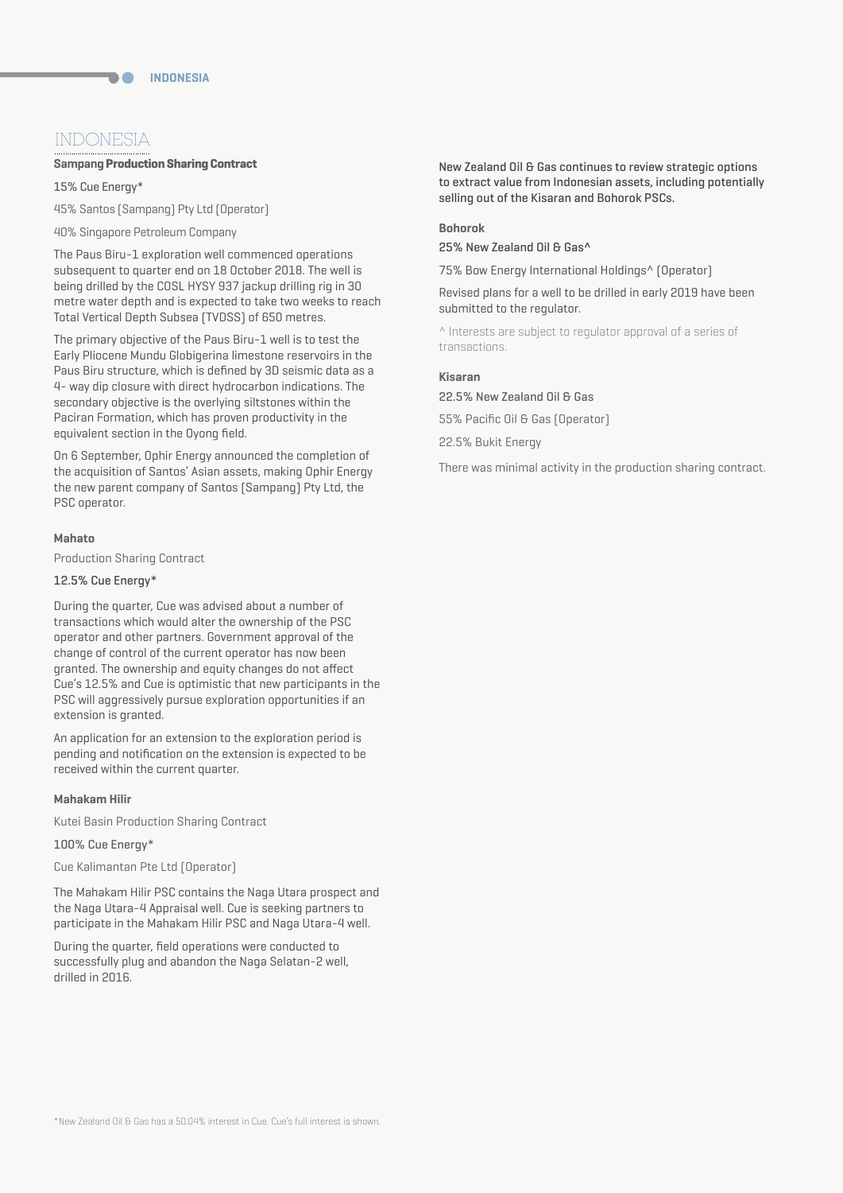# INDONESIA

### Sampang Production Sharing Contract

15% Cue Energy*

45% Santos (Sampang) Pty Ltd (Operator)

40% Singapore Petroleum Company

The Paus Biru-1 exploration well commenced operations subsequent to quarter end on 18 October 2018. The well is being drilled by the COSL HYSY 937 jackup drilling rig in 30 metre water depth and is expected to take two weeks to reach Total Vertical Depth Subsea (TVDSS) of 650 metres.

The primary objective of the Paus Biru-1 well is to test the Early Pliocene Mundu Globigerina limestone reservoirs in the Paus Biru structure, which is defined by 3D seismic data as a 4- way dip closure with direct hydrocarbon indications. The secondary objective is the overlying siltstones within the Paciran Formation, which has proven productivity in the equivalent section in the Oyong field.

On 6 September, Ophir Energy announced the completion of the acquisition of Santos' Asian assets, making Ophir Energy the new parent company of Santos (Sampang) Pty Ltd, the PSC operator.

### Mahato

Production Sharing Contract

12.5% Cue Energy*

During the quarter, Cue was advised about a number of transactions which would alter the ownership of the PSC operator and other partners. Government approval of the change of control of the current operator has now been granted. The ownership and equity changes do not affect Cue's 12.5% and Cue is optimistic that new participants in the PSC will aggressively pursue exploration opportunities if an extension is granted.

An application for an extension to the exploration period is pending and notification on the extension is expected to be received within the current quarter.

### Mahakam Hilir

Kutei Basin Production Sharing Contract

100% Cue Energy*

Cue Kalimantan Pte Ltd (Operator)

The Mahakam Hilir PSC contains the Naga Utara prospect and the Naga Utara-4 Appraisal well. Cue is seeking partners to participate in the Mahakam Hilir PSC and Naga Utara-4 well.

During the quarter, field operations were conducted to successfully plug and abandon the Naga Selatan-2 well, drilled in 2016.

*New Zealand Oil & Gas has a 50.04% interest in Cue. Cue's full interest is shown.

**New Zealand Oil & Gas continues to review strategic options to extract value from Indonesian assets, including potentially selling out of the Kisaran and Bohorok PSCs.**

### Bohorok

25% New Zealand Oil & Gas^

75% Bow Energy International Holdings^ (Operator)

Revised plans for a well to be drilled in early 2019 have been submitted to the regulator.

^ Interests are subject to regulator approval of a series of transactions.

### Kisaran

22.5% New Zealand Oil & Gas

55% Pacific Oil & Gas (Operator)

22.5% Bukit Energy

There was minimal activity in the production sharing contract.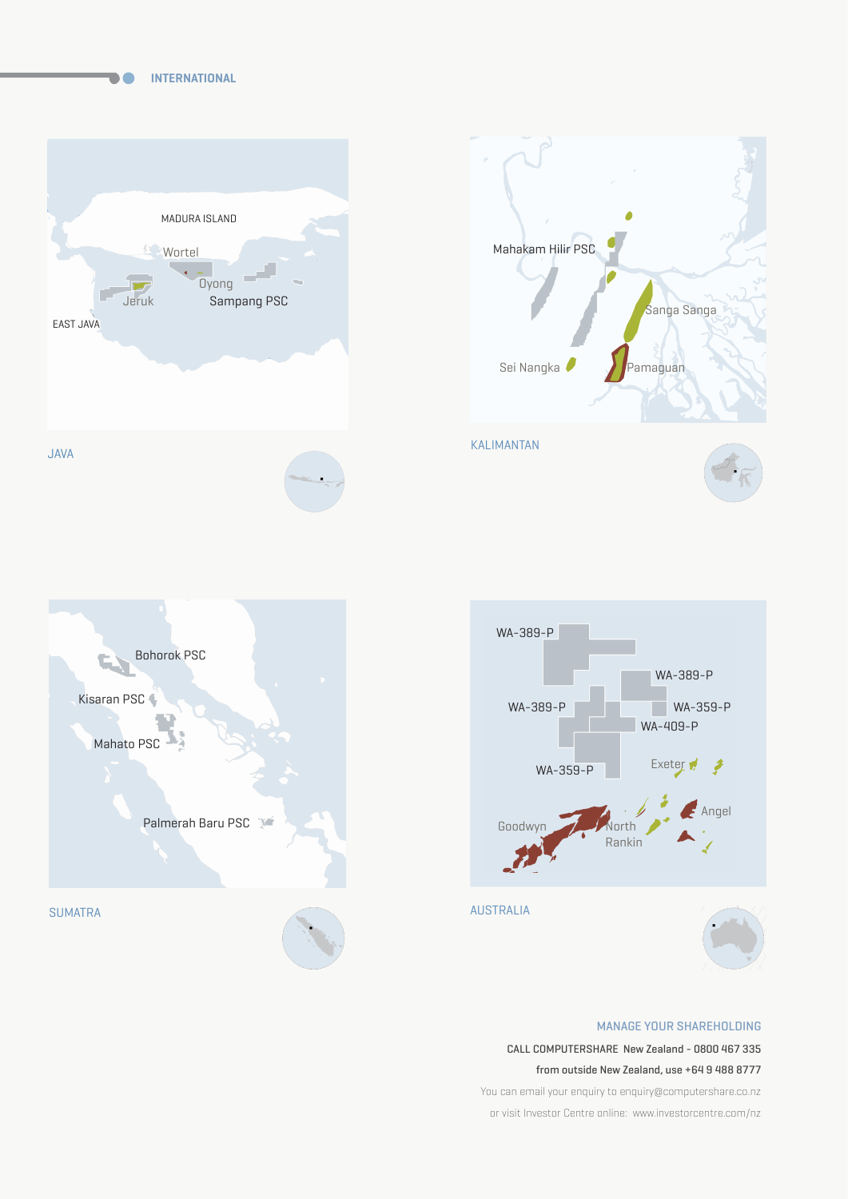INTERNATIONAL

MADURA ISLAND

Wortel

Oyong

Jeruk

Sampang PSC

EAST JAVA

JAVA

Mahakam Hilir PSC

Sanga Sanga

Sei Nangka

Pamaguan

KALIMANTAN

Bohorok PSC

Kisaran PSC

Mahato PSC

Palmerah Baru PSC

SUMATRA

WA-389-P

WA-389-P

WA-389-P

WA-359-P

WA-409-P

WA-359-P

Exeter

Angel

Goodwyn

North Rankin

AUSTRALIA

MANAGE YOUR SHAREHOLDING

CALL COMPUTERSHARE New Zealand - 0800 467 335

from outside New Zealand, use +64 9 488 8777

You can email your enquiry to enquiry@computershare.co.nz

or visit Investor Centre online: www.investorcentre.com/nz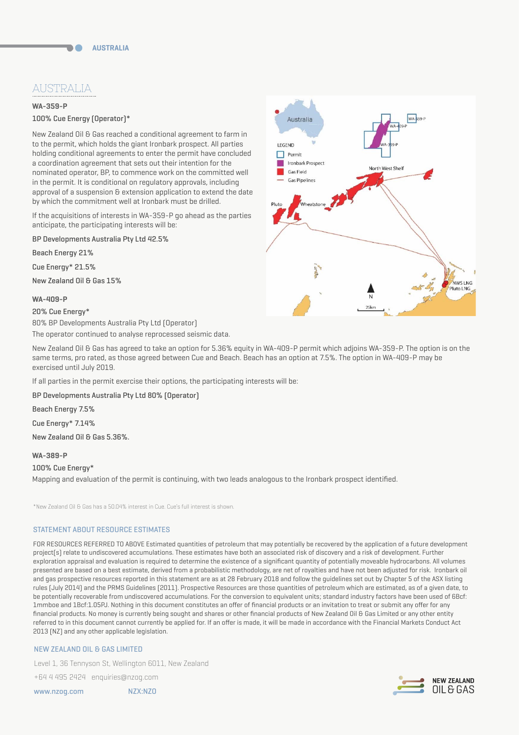## AUSTRALIA

### WA-359-P

100% Cue Energy (Operator)*

New Zealand Oil & Gas reached a conditional agreement to farm in to the permit, which holds the giant Ironbark prospect. All parties holding conditional agreements to enter the permit have concluded a coordination agreement that sets out their intention for the nominated operator, BP, to commence work on the committed well in the permit. It is conditional on regulatory approvals, including approval of a suspension & extension application to extend the date by which the commitment well at Ironbark must be drilled.

If the acquisitions of interests in WA-359-P go ahead as the parties anticipate, the participating interests will be:

BP Developments Australia Pty Ltd 42.5%

Beach Energy 21%

Cue Energy* 21.5%

New Zealand Oil & Gas 15%

Australia

LEGEND

Permit

Ironbark Prospect

Gas Field

Gas Pipelines

WA-359-P

WA-409-P

WA-359-P

North West Shelf

Pluto

Wheatstone

NWS LNG

Pluto LNG

N

25km

### WA-409-P

20% Cue Energy*

80% BP Developments Australia Pty Ltd (Operator)

The operator continued to analyse reprocessed seismic data.

New Zealand Oil & Gas has agreed to take an option for 5.36% equity in WA-409-P permit which adjoins WA-359-P. The option is on the same terms, pro rated, as those agreed between Cue and Beach. Beach has an option at 7.5%. The option in WA-409-P may be exercised until July 2019.

If all parties in the permit exercise their options, the participating interests will be:

BP Developments Australia Pty Ltd 80% (Operator)

Beach Energy 7.5%

Cue Energy* 7.14%

New Zealand Oil & Gas 5.36%.

### WA-389-P

100% Cue Energy*

Mapping and evaluation of the permit is continuing, with two leads analogous to the Ironbark prospect identified.

*New Zealand Oil & Gas has a 50.04% interest in Cue. Cue's full interest is shown.

### STATEMENT ABOUT RESOURCE ESTIMATES

FOR RESOURCES REFERRED TO ABOVE Estimated quantities of petroleum that may potentially be recovered by the application of a future development project(s) relate to undiscovered accumulations. These estimates have both an associated risk of discovery and a risk of development. Further exploration appraisal and evaluation is required to determine the existence of a significant quantity of potentially moveable hydrocarbons. All volumes presented are based on a best estimate, derived from a probabilistic methodology, are net of royalties and have not been adjusted for risk. Ironbark oil and gas prospective resources reported in this statement are as at 28 February 2018 and follow the guidelines set out by Chapter 5 of the ASX listing rules (July 2014) and the PRMS Guidelines (2011). Prospective Resources are those quantities of petroleum which are estimated, as of a given date, to be potentially recoverable from undiscovered accumulations. For the conversion to equivalent units; standard industry factors have been used of 6Bcf: 1mmboe and 1Bcf:1.05PJ. Nothing in this document constitutes an offer of financial products or an invitation to treat or submit any offer for any financial products. No money is currently being sought and shares or other financial products of New Zealand Oil & Gas Limited or any other entity referred to in this document cannot currently be applied for. If an offer is made, it will be made in accordance with the Financial Markets Conduct Act 2013 (NZ) and any other applicable legislation.

### NEW ZEALAND OIL & GAS LIMITED

Level 1, 36 Tennyson St, Wellington 6011, New Zealand

+64 4 495 2424 enquiries@nzog.com

www.nzog.com NZX:NZO

NEW ZEALAND OIL & GAS